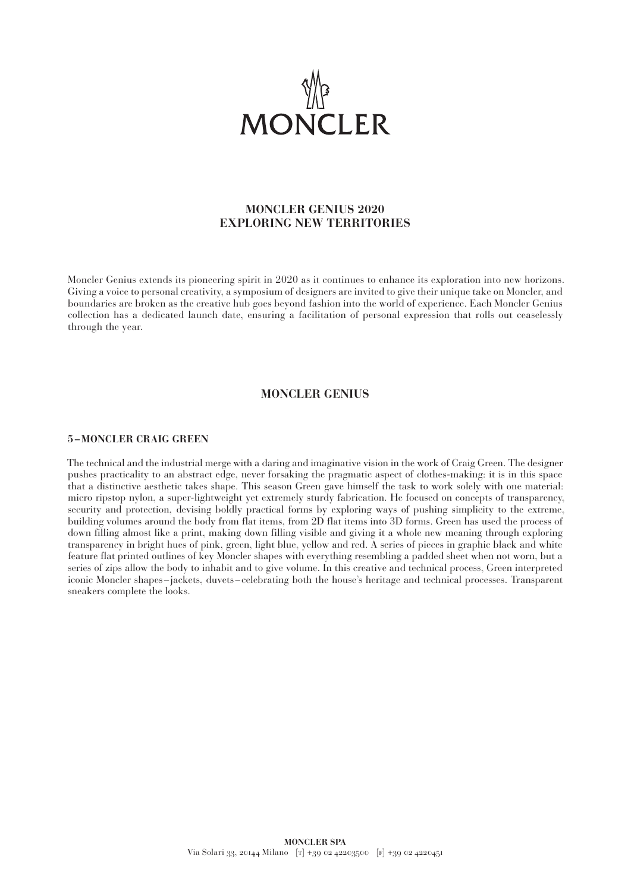# MONCLER GENIUS 2020
# EXPLORING NEW TERRITORIES

Moncler Genius extends its pioneering spirit in 2020 as it continues to enhance its exploration into new horizons. Giving a voice to personal creativity, a symposium of designers are invited to give their unique take on Moncler, and boundaries are broken as the creative hub goes beyond fashion into the world of experience. Each Moncler Genius collection has a dedicated launch date, ensuring a facilitation of personal expression that rolls out ceaselessly through the year.

## MONCLER GENIUS

### 5 – MONCLER CRAIG GREEN

The technical and the industrial merge with a daring and imaginative vision in the work of Craig Green. The designer pushes practicality to an abstract edge, never forsaking the pragmatic aspect of clothes-making: it is in this space that a distinctive aesthetic takes shape. This season Green gave himself the task to work solely with one material: micro ripstop nylon, a super-lightweight yet extremely sturdy fabrication. He focused on concepts of transparency, security and protection, devising boldly practical forms by exploring ways of pushing simplicity to the extreme, building volumes around the body from flat items, from 2D flat items into 3D forms. Green has used the process of down filling almost like a print, making down filling visible and giving it a whole new meaning through exploring transparency in bright hues of pink, green, light blue, yellow and red. A series of pieces in graphic black and white feature flat printed outlines of key Moncler shapes with everything resembling a padded sheet when not worn, but a series of zips allow the body to inhabit and to give volume. In this creative and technical process, Green interpreted iconic Moncler shapes – jackets, duvets – celebrating both the house's heritage and technical processes. Transparent sneakers complete the looks.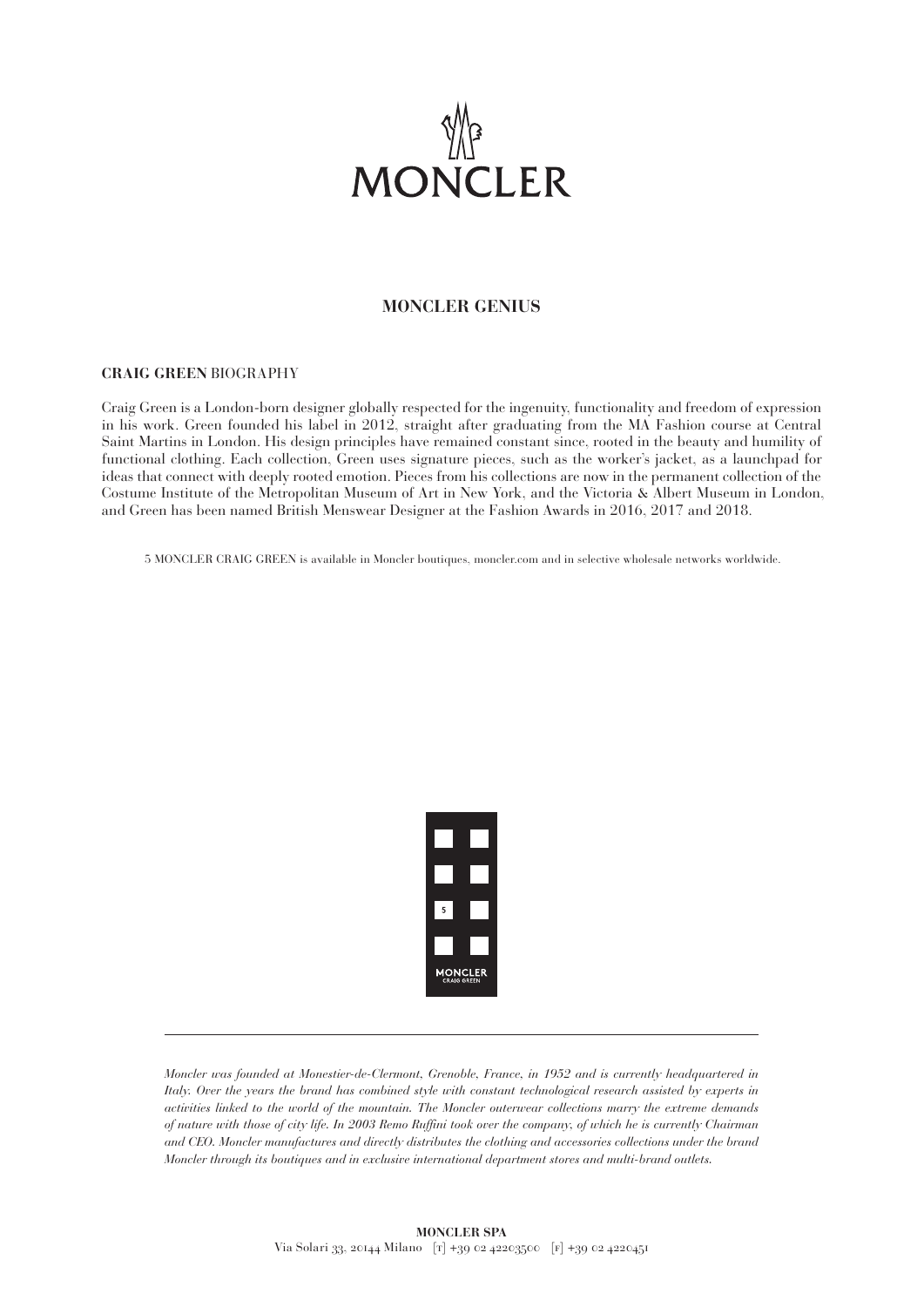## MONCLER GENIUS

**CRAIG GREEN** BIOGRAPHY

Craig Green is a London-born designer globally respected for the ingenuity, functionality and freedom of expression in his work. Green founded his label in 2012, straight after graduating from the MA Fashion course at Central Saint Martins in London. His design principles have remained constant since, rooted in the beauty and humility of functional clothing. Each collection, Green uses signature pieces, such as the worker's jacket, as a launchpad for ideas that connect with deeply rooted emotion. Pieces from his collections are now in the permanent collection of the Costume Institute of the Metropolitan Museum of Art in New York, and the Victoria & Albert Museum in London, and Green has been named British Menswear Designer at the Fashion Awards in 2016, 2017 and 2018.

5 MONCLER CRAIG GREEN is available in Moncler boutiques, moncler.com and in selective wholesale networks worldwide.

---

*Moncler was founded at Monestier-de-Clermont, Grenoble, France, in 1952 and is currently headquartered in Italy. Over the years the brand has combined style with constant technological research assisted by experts in activities linked to the world of the mountain. The Moncler outerwear collections marry the extreme demands of nature with those of city life. In 2003 Remo Ruffini took over the company, of which he is currently Chairman and CEO. Moncler manufactures and directly distributes the clothing and accessories collections under the brand Moncler through its boutiques and in exclusive international department stores and multi-brand outlets.*

**MONCLER SPA**
Via Solari 33, 20144 Milano [T] +39 02 42203500 [F] +39 02 4220451